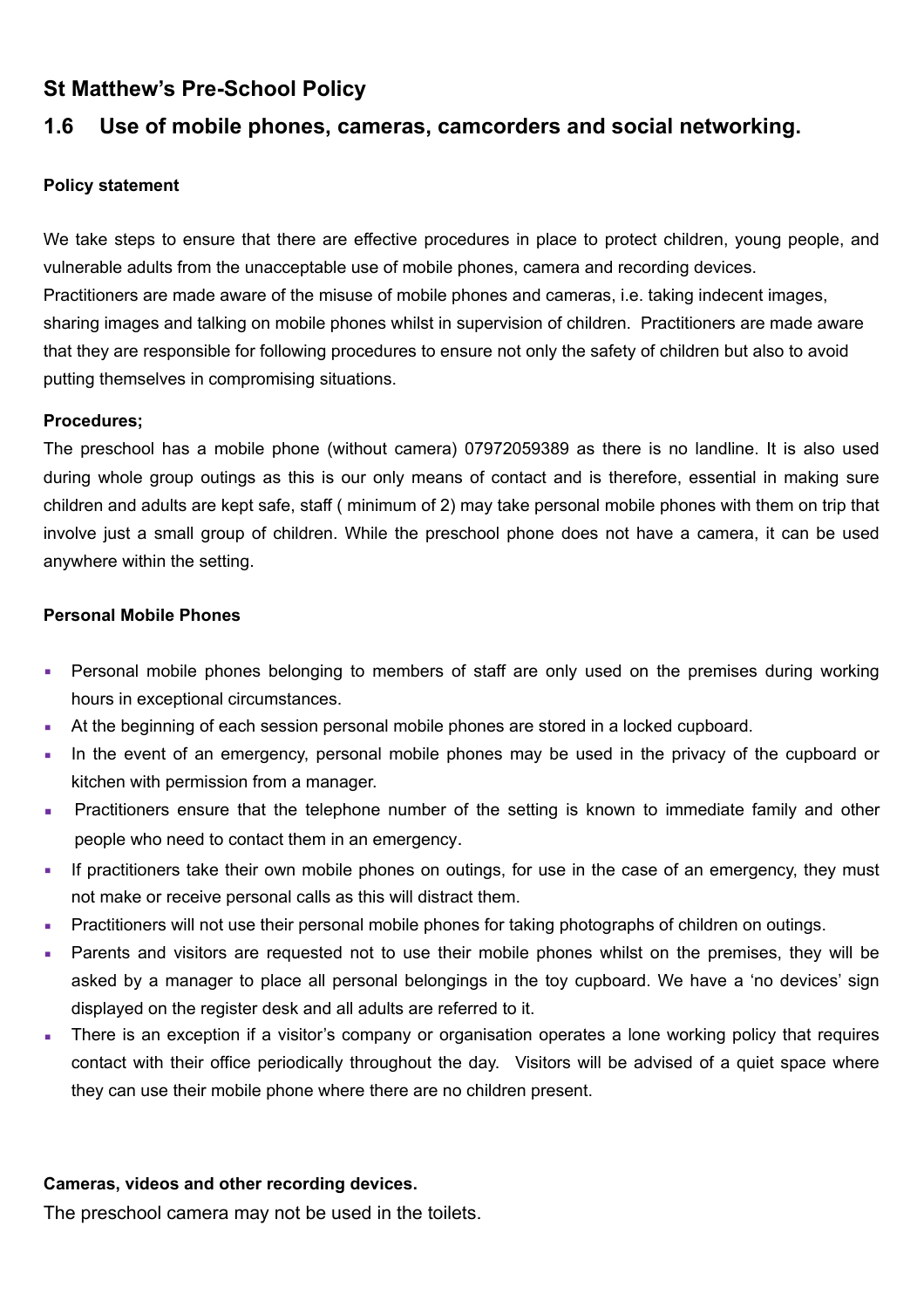## St Matthew's Pre-School Policy

## 1.6 Use of mobile phones, cameras, camcorders and social networking.

**Policy statement**

We take steps to ensure that there are effective procedures in place to protect children, young people, and vulnerable adults from the unacceptable use of mobile phones, camera and recording devices.
Practitioners are made aware of the misuse of mobile phones and cameras, i.e. taking indecent images, sharing images and talking on mobile phones whilst in supervision of children. Practitioners are made aware that they are responsible for following procedures to ensure not only the safety of children but also to avoid putting themselves in compromising situations.

**Procedures;**

The preschool has a mobile phone (without camera) 07972059389 as there is no landline. It is also used during whole group outings as this is our only means of contact and is therefore, essential in making sure children and adults are kept safe, staff ( minimum of 2) may take personal mobile phones with them on trip that involve just a small group of children. While the preschool phone does not have a camera, it can be used anywhere within the setting.

**Personal Mobile Phones**

- Personal mobile phones belonging to members of staff are only used on the premises during working hours in exceptional circumstances.
- At the beginning of each session personal mobile phones are stored in a locked cupboard.
- In the event of an emergency, personal mobile phones may be used in the privacy of the cupboard or kitchen with permission from a manager.
- Practitioners ensure that the telephone number of the setting is known to immediate family and other people who need to contact them in an emergency.
- If practitioners take their own mobile phones on outings, for use in the case of an emergency, they must not make or receive personal calls as this will distract them.
- Practitioners will not use their personal mobile phones for taking photographs of children on outings.
- Parents and visitors are requested not to use their mobile phones whilst on the premises, they will be asked by a manager to place all personal belongings in the toy cupboard. We have a 'no devices' sign displayed on the register desk and all adults are referred to it.
- There is an exception if a visitor's company or organisation operates a lone working policy that requires contact with their office periodically throughout the day. Visitors will be advised of a quiet space where they can use their mobile phone where there are no children present.

**Cameras, videos and other recording devices.**

The preschool camera may not be used in the toilets.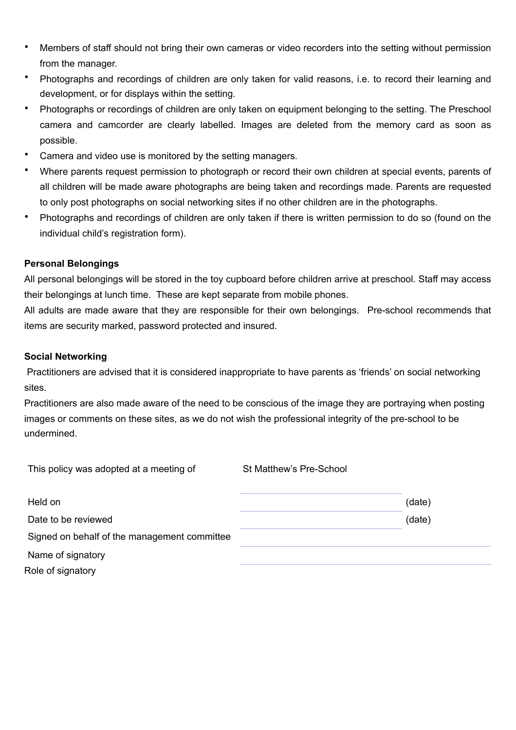- Members of staff should not bring their own cameras or video recorders into the setting without permission from the manager.
- Photographs and recordings of children are only taken for valid reasons, i.e. to record their learning and development, or for displays within the setting.
- Photographs or recordings of children are only taken on equipment belonging to the setting. The Preschool camera and camcorder are clearly labelled. Images are deleted from the memory card as soon as possible.
- Camera and video use is monitored by the setting managers.
- Where parents request permission to photograph or record their own children at special events, parents of all children will be made aware photographs are being taken and recordings made. Parents are requested to only post photographs on social networking sites if no other children are in the photographs.
- Photographs and recordings of children are only taken if there is written permission to do so (found on the individual child's registration form).

**Personal Belongings**

All personal belongings will be stored in the toy cupboard before children arrive at preschool. Staff may access their belongings at lunch time. These are kept separate from mobile phones.

All adults are made aware that they are responsible for their own belongings. Pre-school recommends that items are security marked, password protected and insured.

**Social Networking**

Practitioners are advised that it is considered inappropriate to have parents as 'friends' on social networking sites.

Practitioners are also made aware of the need to be conscious of the image they are portraying when posting images or comments on these sites, as we do not wish the professional integrity of the pre-school to be undermined.

| | | |
|---|---|---|
| This policy was adopted at a meeting of | St Matthew's Pre-School | |
| Held on | | (date) |
| Date to be reviewed | | (date) |
| Signed on behalf of the management committee | | |
| Name of signatory | | |
| Role of signatory | | |